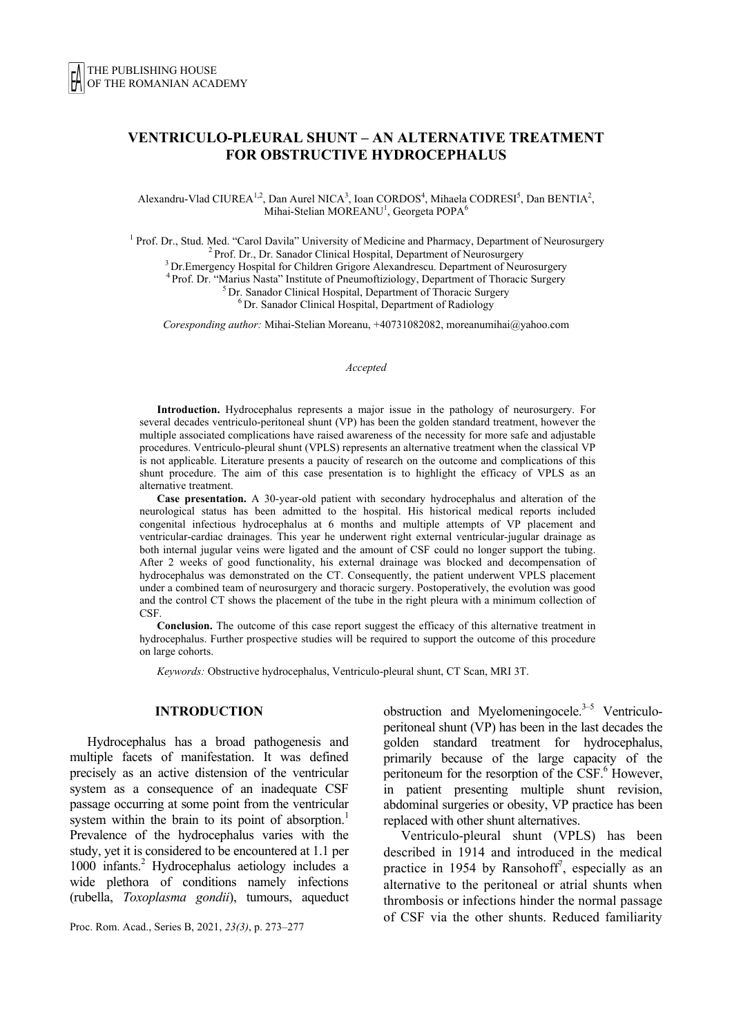# VENTRICULO-PLEURAL SHUNT – AN ALTERNATIVE TREATMENT FOR OBSTRUCTIVE HYDROCEPHALUS

Alexandru-Vlad CIUREA[1,2], Dan Aurel NICA[3], Ioan CORDOS[4], Mihaela CODRESI[5], Dan BENTIA[2], Mihai-Stelian MOREANU[1], Georgeta POPA[6]

[1] Prof. Dr., Stud. Med. "Carol Davila" University of Medicine and Pharmacy, Department of Neurosurgery
[2] Prof. Dr., Dr. Sanador Clinical Hospital, Department of Neurosurgery
[3] Dr.Emergency Hospital for Children Grigore Alexandrescu. Department of Neurosurgery
[4] Prof. Dr. "Marius Nasta" Institute of Pneumoftiziology, Department of Thoracic Surgery
[5] Dr. Sanador Clinical Hospital, Department of Thoracic Surgery
[6] Dr. Sanador Clinical Hospital, Department of Radiology

*Coresponding author:* Mihai-Stelian Moreanu, +40731082082, moreanumihai@yahoo.com

*Accepted*

**Introduction.** Hydrocephalus represents a major issue in the pathology of neurosurgery. For several decades ventriculo-peritoneal shunt (VP) has been the golden standard treatment, however the multiple associated complications have raised awareness of the necessity for more safe and adjustable procedures. Ventriculo-pleural shunt (VPLS) represents an alternative treatment when the classical VP is not applicable. Literature presents a paucity of research on the outcome and complications of this shunt procedure. The aim of this case presentation is to highlight the efficacy of VPLS as an alternative treatment.

**Case presentation.** A 30-year-old patient with secondary hydrocephalus and alteration of the neurological status has been admitted to the hospital. His historical medical reports included congenital infectious hydrocephalus at 6 months and multiple attempts of VP placement and ventricular-cardiac drainages. This year he underwent right external ventricular-jugular drainage as both internal jugular veins were ligated and the amount of CSF could no longer support the tubing. After 2 weeks of good functionality, his external drainage was blocked and decompensation of hydrocephalus was demonstrated on the CT. Consequently, the patient underwent VPLS placement under a combined team of neurosurgery and thoracic surgery. Postoperatively, the evolution was good and the control CT shows the placement of the tube in the right pleura with a minimum collection of CSF.

**Conclusion.** The outcome of this case report suggest the efficacy of this alternative treatment in hydrocephalus. Further prospective studies will be required to support the outcome of this procedure on large cohorts.

*Keywords:* Obstructive hydrocephalus, Ventriculo-pleural shunt, CT Scan, MRI 3T.

## INTRODUCTION

Hydrocephalus has a broad pathogenesis and multiple facets of manifestation. It was defined precisely as an active distension of the ventricular system as a consequence of an inadequate CSF passage occurring at some point from the ventricular system within the brain to its point of absorption.[1] Prevalence of the hydrocephalus varies with the study, yet it is considered to be encountered at 1.1 per 1000 infants.[2] Hydrocephalus aetiology includes a wide plethora of conditions namely infections (rubella, *Toxoplasma gondii*), tumours, aqueduct obstruction and Myelomeningocele.[3–5] Ventriculo-peritoneal shunt (VP) has been in the last decades the golden standard treatment for hydrocephalus, primarily because of the large capacity of the peritoneum for the resorption of the CSF.[6] However, in patient presenting multiple shunt revision, abdominal surgeries or obesity, VP practice has been replaced with other shunt alternatives.

Ventriculo-pleural shunt (VPLS) has been described in 1914 and introduced in the medical practice in 1954 by Ransohoff[7], especially as an alternative to the peritoneal or atrial shunts when thrombosis or infections hinder the normal passage of CSF via the other shunts. Reduced familiarity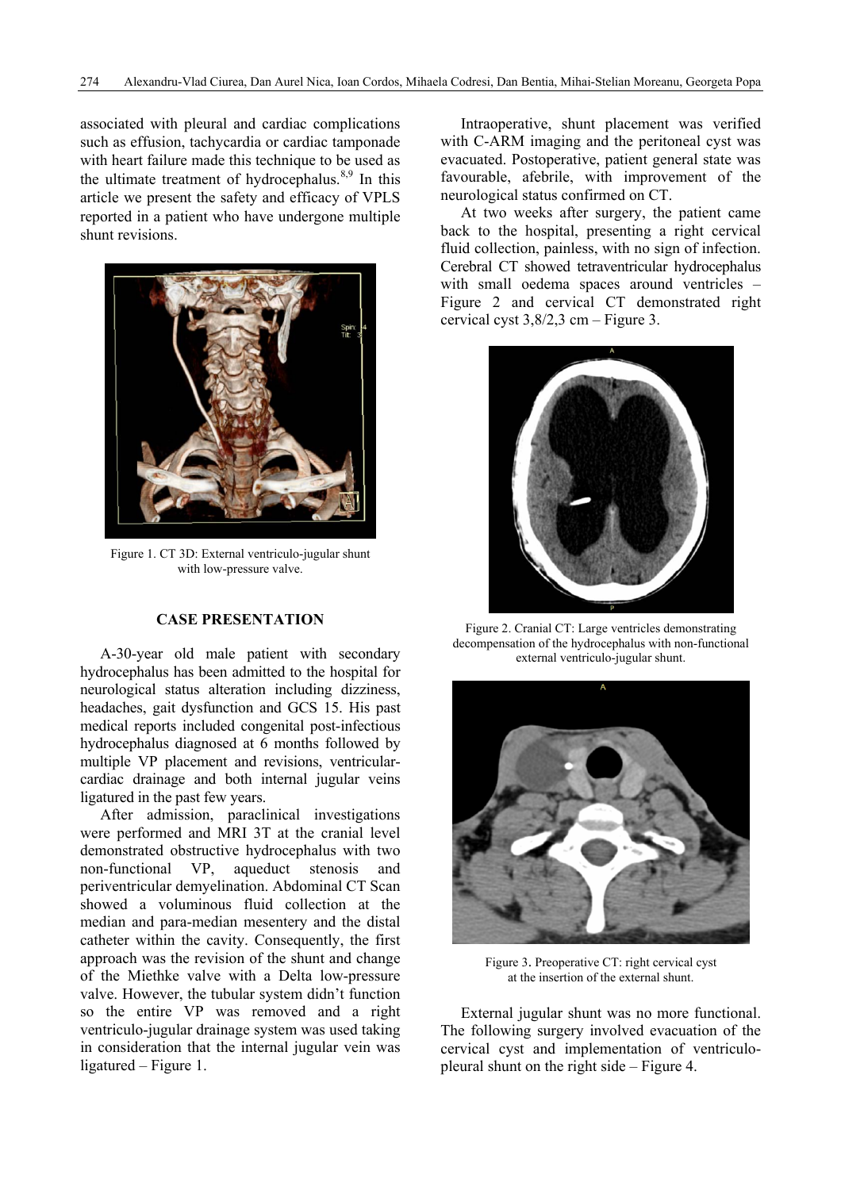associated with pleural and cardiac complications such as effusion, tachycardia or cardiac tamponade with heart failure made this technique to be used as the ultimate treatment of hydrocephalus.[8,9] In this article we present the safety and efficacy of VPLS reported in a patient who have undergone multiple shunt revisions.

Figure 1. CT 3D: External ventriculo-jugular shunt with low-pressure valve.

## CASE PRESENTATION

A-30-year old male patient with secondary hydrocephalus has been admitted to the hospital for neurological status alteration including dizziness, headaches, gait dysfunction and GCS 15. His past medical reports included congenital post-infectious hydrocephalus diagnosed at 6 months followed by multiple VP placement and revisions, ventricular-cardiac drainage and both internal jugular veins ligatured in the past few years.

After admission, paraclinical investigations were performed and MRI 3T at the cranial level demonstrated obstructive hydrocephalus with two non-functional VP, aqueduct stenosis and periventricular demyelination. Abdominal CT Scan showed a voluminous fluid collection at the median and para-median mesentery and the distal catheter within the cavity. Consequently, the first approach was the revision of the shunt and change of the Miethke valve with a Delta low-pressure valve. However, the tubular system didn't function so the entire VP was removed and a right ventriculo-jugular drainage system was used taking in consideration that the internal jugular vein was ligatured – Figure 1.

Intraoperative, shunt placement was verified with C-ARM imaging and the peritoneal cyst was evacuated. Postoperative, patient general state was favourable, afebrile, with improvement of the neurological status confirmed on CT.

At two weeks after surgery, the patient came back to the hospital, presenting a right cervical fluid collection, painless, with no sign of infection. Cerebral CT showed tetraventricular hydrocephalus with small oedema spaces around ventricles – Figure 2 and cervical CT demonstrated right cervical cyst 3,8/2,3 cm – Figure 3.

Figure 2. Cranial CT: Large ventricles demonstrating decompensation of the hydrocephalus with non-functional external ventriculo-jugular shunt.

Figure 3. Preoperative CT: right cervical cyst at the insertion of the external shunt.

External jugular shunt was no more functional. The following surgery involved evacuation of the cervical cyst and implementation of ventriculo-pleural shunt on the right side – Figure 4.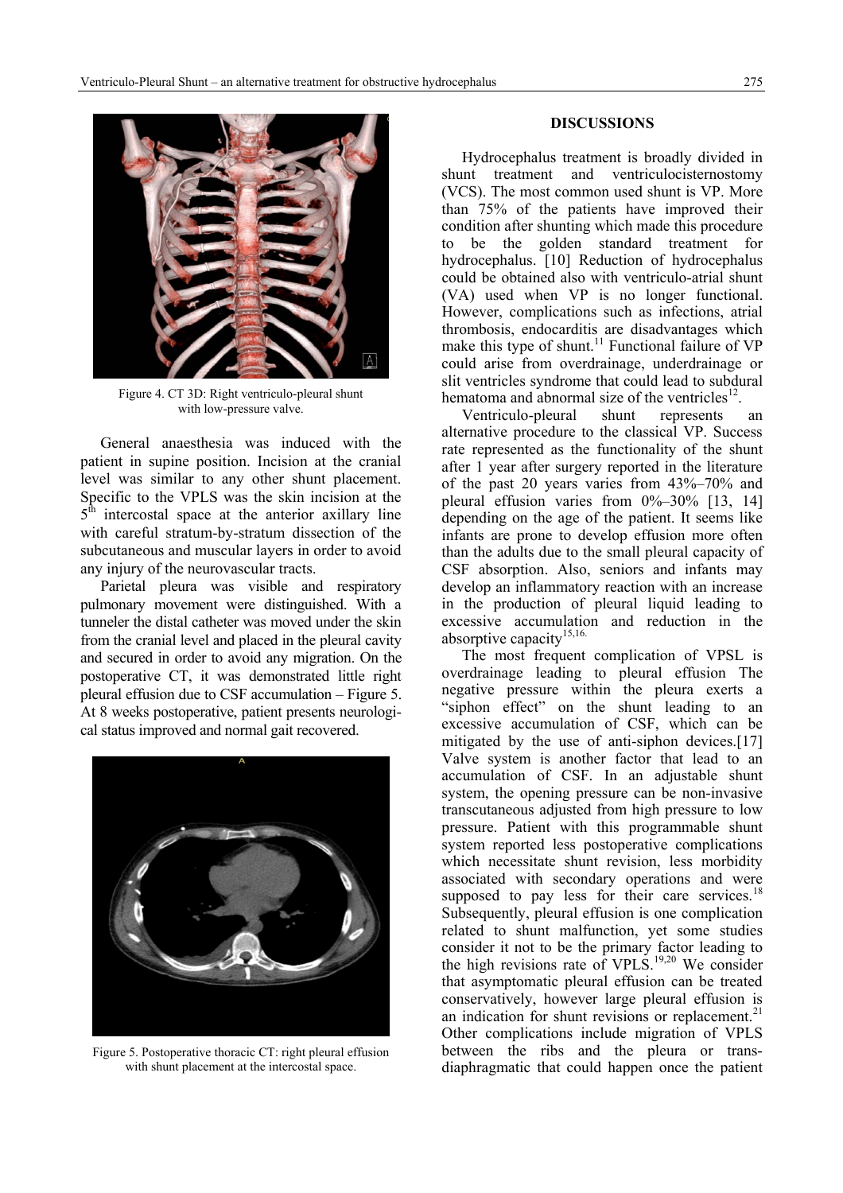Figure 4. CT 3D: Right ventriculo-pleural shunt with low-pressure valve.

General anaesthesia was induced with the patient in supine position. Incision at the cranial level was similar to any other shunt placement. Specific to the VPLS was the skin incision at the 5th intercostal space at the anterior axillary line with careful stratum-by-stratum dissection of the subcutaneous and muscular layers in order to avoid any injury of the neurovascular tracts.

Parietal pleura was visible and respiratory pulmonary movement were distinguished. With a tunneler the distal catheter was moved under the skin from the cranial level and placed in the pleural cavity and secured in order to avoid any migration. On the postoperative CT, it was demonstrated little right pleural effusion due to CSF accumulation – Figure 5. At 8 weeks postoperative, patient presents neurological status improved and normal gait recovered.

Figure 5. Postoperative thoracic CT: right pleural effusion with shunt placement at the intercostal space.

## DISCUSSIONS

Hydrocephalus treatment is broadly divided in shunt treatment and ventriculocisternostomy (VCS). The most common used shunt is VP. More than 75% of the patients have improved their condition after shunting which made this procedure to be the golden standard treatment for hydrocephalus. [10] Reduction of hydrocephalus could be obtained also with ventriculo-atrial shunt (VA) used when VP is no longer functional. However, complications such as infections, atrial thrombosis, endocarditis are disadvantages which make this type of shunt.[11] Functional failure of VP could arise from overdrainage, underdrainage or slit ventricles syndrome that could lead to subdural hematoma and abnormal size of the ventricles[12].

Ventriculo-pleural shunt represents an alternative procedure to the classical VP. Success rate represented as the functionality of the shunt after 1 year after surgery reported in the literature of the past 20 years varies from 43%–70% and pleural effusion varies from 0%–30% [13, 14] depending on the age of the patient. It seems like infants are prone to develop effusion more often than the adults due to the small pleural capacity of CSF absorption. Also, seniors and infants may develop an inflammatory reaction with an increase in the production of pleural liquid leading to excessive accumulation and reduction in the absorptive capacity[15,16.]

The most frequent complication of VPSL is overdrainage leading to pleural effusion The negative pressure within the pleura exerts a "siphon effect" on the shunt leading to an excessive accumulation of CSF, which can be mitigated by the use of anti-siphon devices.[17] Valve system is another factor that lead to an accumulation of CSF. In an adjustable shunt system, the opening pressure can be non-invasive transcutaneous adjusted from high pressure to low pressure. Patient with this programmable shunt system reported less postoperative complications which necessitate shunt revision, less morbidity associated with secondary operations and were supposed to pay less for their care services.[18] Subsequently, pleural effusion is one complication related to shunt malfunction, yet some studies consider it not to be the primary factor leading to the high revisions rate of VPLS.[19,20] We consider that asymptomatic pleural effusion can be treated conservatively, however large pleural effusion is an indication for shunt revisions or replacement.[21] Other complications include migration of VPLS between the ribs and the pleura or trans-diaphragmatic that could happen once the patient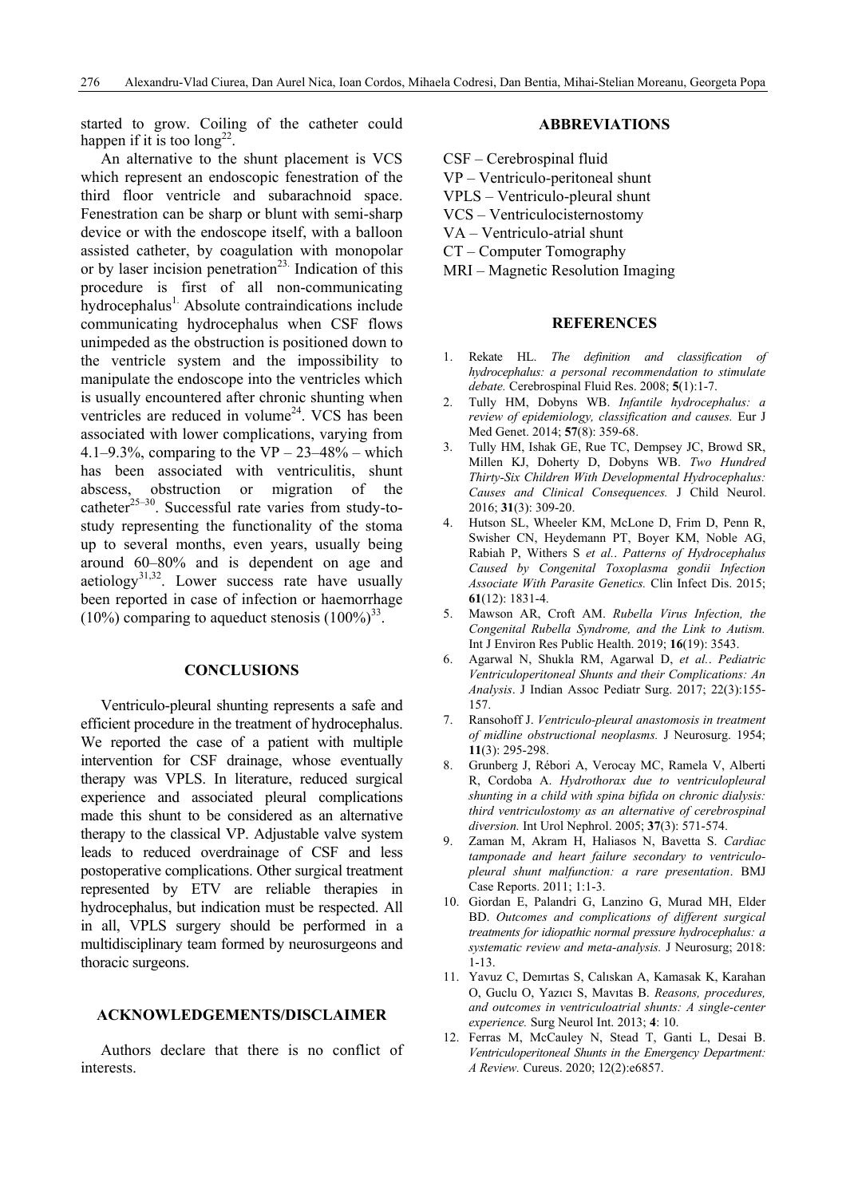started to grow. Coiling of the catheter could happen if it is too long[22].

An alternative to the shunt placement is VCS which represent an endoscopic fenestration of the third floor ventricle and subarachnoid space. Fenestration can be sharp or blunt with semi-sharp device or with the endoscope itself, with a balloon assisted catheter, by coagulation with monopolar or by laser incision penetration[23]. Indication of this procedure is first of all non-communicating hydrocephalus[1]. Absolute contraindications include communicating hydrocephalus when CSF flows unimpeded as the obstruction is positioned down to the ventricle system and the impossibility to manipulate the endoscope into the ventricles which is usually encountered after chronic shunting when ventricles are reduced in volume[24]. VCS has been associated with lower complications, varying from 4.1–9.3%, comparing to the VP – 23–48% – which has been associated with ventriculitis, shunt abscess, obstruction or migration of the catheter[25–30]. Successful rate varies from study-to-study representing the functionality of the stoma up to several months, even years, usually being around 60–80% and is dependent on age and aetiology[31,32]. Lower success rate have usually been reported in case of infection or haemorrhage (10%) comparing to aqueduct stenosis (100%)[33].

## CONCLUSIONS

Ventriculo-pleural shunting represents a safe and efficient procedure in the treatment of hydrocephalus. We reported the case of a patient with multiple intervention for CSF drainage, whose eventually therapy was VPLS. In literature, reduced surgical experience and associated pleural complications made this shunt to be considered as an alternative therapy to the classical VP. Adjustable valve system leads to reduced overdrainage of CSF and less postoperative complications. Other surgical treatment represented by ETV are reliable therapies in hydrocephalus, but indication must be respected. All in all, VPLS surgery should be performed in a multidisciplinary team formed by neurosurgeons and thoracic surgeons.

## ACKNOWLEDGEMENTS/DISCLAIMER

Authors declare that there is no conflict of interests.

## ABBREVIATIONS

CSF – Cerebrospinal fluid
VP – Ventriculo-peritoneal shunt
VPLS – Ventriculo-pleural shunt
VCS – Ventriculocisternostomy
VA – Ventriculo-atrial shunt
CT – Computer Tomography
MRI – Magnetic Resolution Imaging

## REFERENCES

1. Rekate HL. *The definition and classification of hydrocephalus: a personal recommendation to stimulate debate.* Cerebrospinal Fluid Res. 2008; **5**(1):1-7.
2. Tully HM, Dobyns WB. *Infantile hydrocephalus: a review of epidemiology, classification and causes.* Eur J Med Genet. 2014; **57**(8): 359-68.
3. Tully HM, Ishak GE, Rue TC, Dempsey JC, Browd SR, Millen KJ, Doherty D, Dobyns WB. *Two Hundred Thirty-Six Children With Developmental Hydrocephalus: Causes and Clinical Consequences.* J Child Neurol. 2016; **31**(3): 309-20.
4. Hutson SL, Wheeler KM, McLone D, Frim D, Penn R, Swisher CN, Heydemann PT, Boyer KM, Noble AG, Rabiah P, Withers S *et al.*. *Patterns of Hydrocephalus Caused by Congenital Toxoplasma gondii Infection Associate With Parasite Genetics.* Clin Infect Dis. 2015; **61**(12): 1831-4.
5. Mawson AR, Croft AM. *Rubella Virus Infection, the Congenital Rubella Syndrome, and the Link to Autism.* Int J Environ Res Public Health. 2019; **16**(19): 3543.
6. Agarwal N, Shukla RM, Agarwal D, *et al.*. *Pediatric Ventriculoperitoneal Shunts and their Complications: An Analysis*. J Indian Assoc Pediatr Surg. 2017; 22(3):155-157.
7. Ransohoff J. *Ventriculo-pleural anastomosis in treatment of midline obstructional neoplasms.* J Neurosurg. 1954; **11**(3): 295-298.
8. Grunberg J, Rébori A, Verocay MC, Ramela V, Alberti R, Cordoba A. *Hydrothorax due to ventriculopleural shunting in a child with spina bifida on chronic dialysis: third ventriculostomy as an alternative of cerebrospinal diversion.* Int Urol Nephrol. 2005; **37**(3): 571-574.
9. Zaman M, Akram H, Haliasos N, Bavetta S. *Cardiac tamponade and heart failure secondary to ventriculo-pleural shunt malfunction: a rare presentation*. BMJ Case Reports. 2011; 1:1-3.
10. Giordan E, Palandri G, Lanzino G, Murad MH, Elder BD. *Outcomes and complications of different surgical treatments for idiopathic normal pressure hydrocephalus: a systematic review and meta-analysis.* J Neurosurg; 2018: 1-13.
11. Yavuz C, Demırtas S, Calıskan A, Kamasak K, Karahan O, Guclu O, Yazıcı S, Mavıtas B. *Reasons, procedures, and outcomes in ventriculoatrial shunts: A single-center experience.* Surg Neurol Int. 2013; **4**: 10.
12. Ferras M, McCauley N, Stead T, Ganti L, Desai B. *Ventriculoperitoneal Shunts in the Emergency Department: A Review.* Cureus. 2020; 12(2):e6857.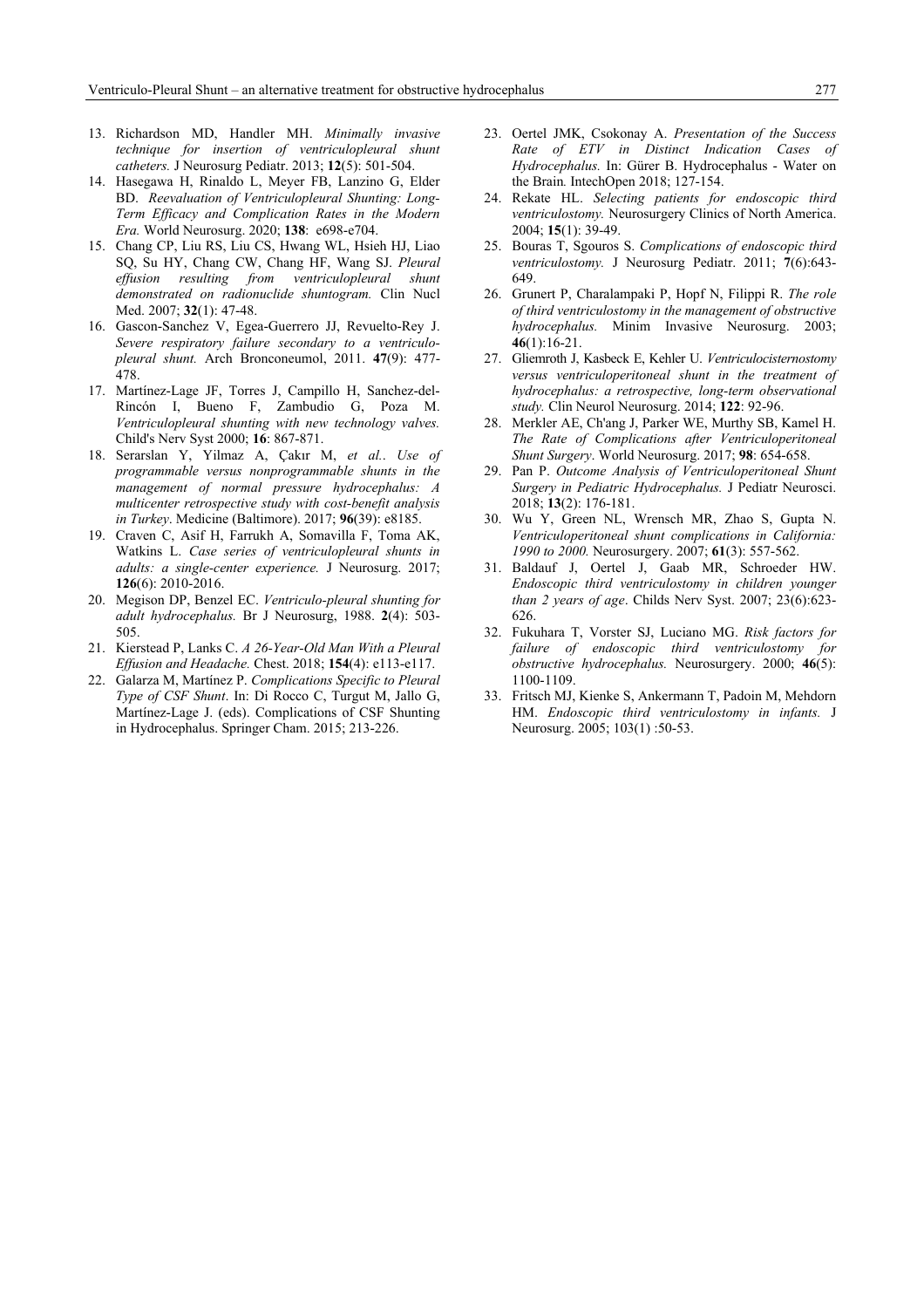13. Richardson MD, Handler MH. *Minimally invasive technique for insertion of ventriculopleural shunt catheters.* J Neurosurg Pediatr. 2013; **12**(5): 501-504.
14. Hasegawa H, Rinaldo L, Meyer FB, Lanzino G, Elder BD. *Reevaluation of Ventriculopleural Shunting: Long-Term Efficacy and Complication Rates in the Modern Era.* World Neurosurg. 2020; **138**: e698-e704.
15. Chang CP, Liu RS, Liu CS, Hwang WL, Hsieh HJ, Liao SQ, Su HY, Chang CW, Chang HF, Wang SJ. *Pleural effusion resulting from ventriculopleural shunt demonstrated on radionuclide shuntogram.* Clin Nucl Med. 2007; **32**(1): 47-48.
16. Gascon-Sanchez V, Egea-Guerrero JJ, Revuelto-Rey J. *Severe respiratory failure secondary to a ventriculo-pleural shunt.* Arch Bronconeumol, 2011. **47**(9): 477-478.
17. Martínez-Lage JF, Torres J, Campillo H, Sanchez-del-Rincón I, Bueno F, Zambudio G, Poza M. *Ventriculopleural shunting with new technology valves.* Child's Nerv Syst 2000; **16**: 867-871.
18. Serarslan Y, Yilmaz A, Çakır M, *et al.*. *Use of programmable versus nonprogrammable shunts in the management of normal pressure hydrocephalus: A multicenter retrospective study with cost-benefit analysis in Turkey*. Medicine (Baltimore). 2017; **96**(39): e8185.
19. Craven C, Asif H, Farrukh A, Somavilla F, Toma AK, Watkins L. *Case series of ventriculopleural shunts in adults: a single-center experience.* J Neurosurg. 2017; **126**(6): 2010-2016.
20. Megison DP, Benzel EC. *Ventriculo-pleural shunting for adult hydrocephalus.* Br J Neurosurg, 1988. **2**(4): 503-505.
21. Kierstead P, Lanks C. *A 26-Year-Old Man With a Pleural Effusion and Headache.* Chest. 2018; **154**(4): e113-e117.
22. Galarza M, Martínez P. *Complications Specific to Pleural Type of CSF Shunt*. In: Di Rocco C, Turgut M, Jallo G, Martínez-Lage J. (eds). Complications of CSF Shunting in Hydrocephalus. Springer Cham. 2015; 213-226.
23. Oertel JMK, Csokonay A. *Presentation of the Success Rate of ETV in Distinct Indication Cases of Hydrocephalus.* In: Gürer B. Hydrocephalus - Water on the Brain*.* IntechOpen 2018; 127-154.
24. Rekate HL. *Selecting patients for endoscopic third ventriculostomy.* Neurosurgery Clinics of North America. 2004; **15**(1): 39-49.
25. Bouras T, Sgouros S. *Complications of endoscopic third ventriculostomy.* J Neurosurg Pediatr. 2011; **7**(6):643-649.
26. Grunert P, Charalampaki P, Hopf N, Filippi R. *The role of third ventriculostomy in the management of obstructive hydrocephalus.* Minim Invasive Neurosurg. 2003; **46**(1):16-21.
27. Gliemroth J, Kasbeck E, Kehler U. *Ventriculocisternostomy versus ventriculoperitoneal shunt in the treatment of hydrocephalus: a retrospective, long-term observational study.* Clin Neurol Neurosurg. 2014; **122**: 92-96.
28. Merkler AE, Ch'ang J, Parker WE, Murthy SB, Kamel H. *The Rate of Complications after Ventriculoperitoneal Shunt Surgery*. World Neurosurg. 2017; **98**: 654-658.
29. Pan P. *Outcome Analysis of Ventriculoperitoneal Shunt Surgery in Pediatric Hydrocephalus.* J Pediatr Neurosci. 2018; **13**(2): 176-181.
30. Wu Y, Green NL, Wrensch MR, Zhao S, Gupta N. *Ventriculoperitoneal shunt complications in California: 1990 to 2000.* Neurosurgery. 2007; **61**(3): 557-562.
31. Baldauf J, Oertel J, Gaab MR, Schroeder HW. *Endoscopic third ventriculostomy in children younger than 2 years of age*. Childs Nerv Syst. 2007; 23(6):623-626.
32. Fukuhara T, Vorster SJ, Luciano MG. *Risk factors for failure of endoscopic third ventriculostomy for obstructive hydrocephalus.* Neurosurgery. 2000; **46**(5): 1100-1109.
33. Fritsch MJ, Kienke S, Ankermann T, Padoin M, Mehdorn HM. *Endoscopic third ventriculostomy in infants.* J Neurosurg. 2005; 103(1) :50-53.